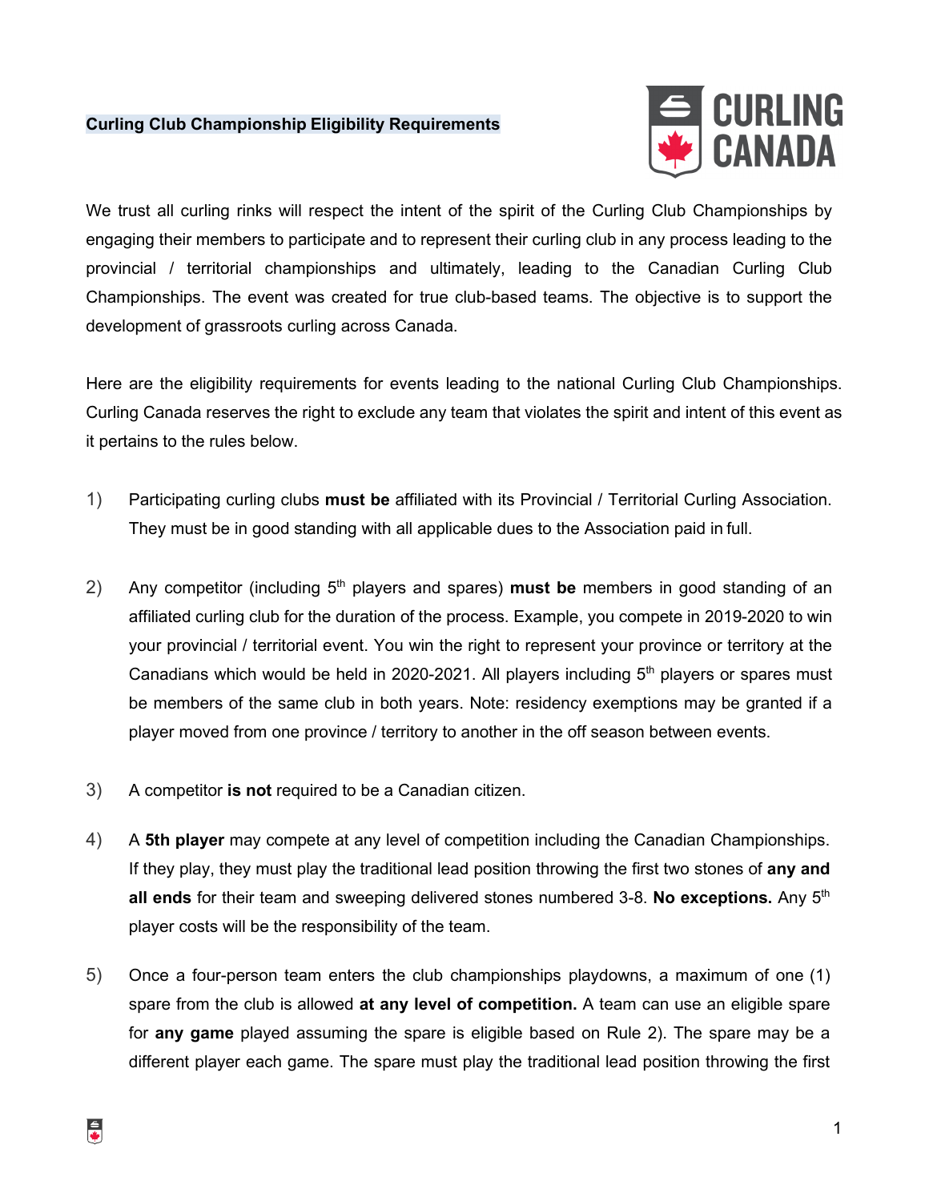# Curling Club Championship Eligibility Requirements

We trust all curling rinks will respect the intent of the spirit of the Curling Club Championships by engaging their members to participate and to represent their curling club in any process leading to the provincial / territorial championships and ultimately, leading to the Canadian Curling Club Championships. The event was created for true club-based teams. The objective is to support the development of grassroots curling across Canada.

Here are the eligibility requirements for events leading to the national Curling Club Championships. Curling Canada reserves the right to exclude any team that violates the spirit and intent of this event as it pertains to the rules below.

1) Participating curling clubs **must be** affiliated with its Provincial / Territorial Curling Association. They must be in good standing with all applicable dues to the Association paid in full.

2) Any competitor (including 5th players and spares) **must be** members in good standing of an affiliated curling club for the duration of the process. Example, you compete in 2019-2020 to win your provincial / territorial event. You win the right to represent your province or territory at the Canadians which would be held in 2020-2021. All players including 5th players or spares must be members of the same club in both years. Note: residency exemptions may be granted if a player moved from one province / territory to another in the off season between events.

3) A competitor **is not** required to be a Canadian citizen.

4) A **5th player** may compete at any level of competition including the Canadian Championships. If they play, they must play the traditional lead position throwing the first two stones of **any and all ends** for their team and sweeping delivered stones numbered 3-8. **No exceptions.** Any 5th player costs will be the responsibility of the team.

5) Once a four-person team enters the club championships playdowns, a maximum of one (1) spare from the club is allowed **at any level of competition.** A team can use an eligible spare for **any game** played assuming the spare is eligible based on Rule 2). The spare may be a different player each game. The spare must play the traditional lead position throwing the first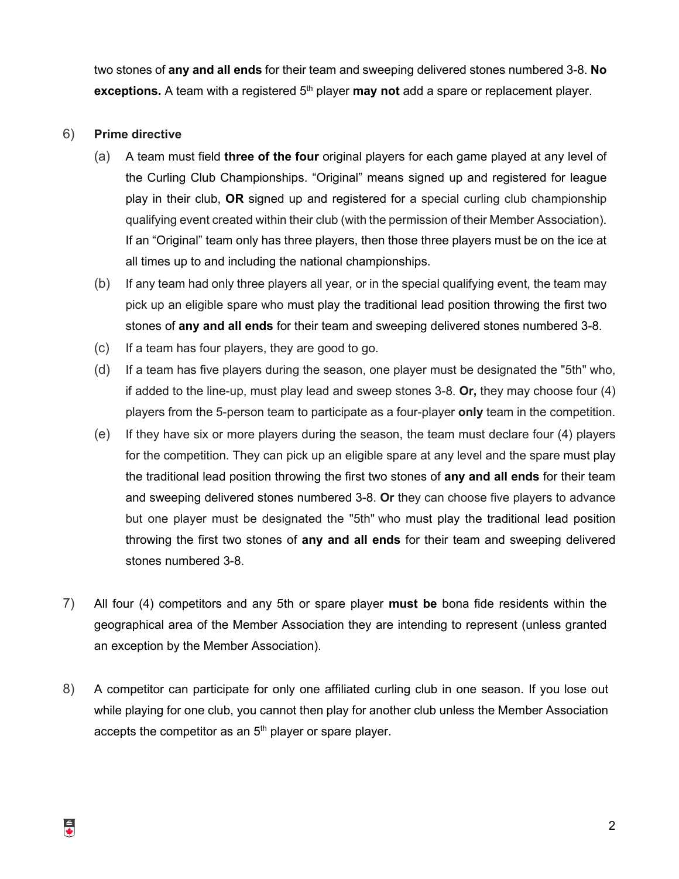two stones of **any and all ends** for their team and sweeping delivered stones numbered 3-8. **No exceptions.** A team with a registered 5th player **may not** add a spare or replacement player.

6) **Prime directive**

   (a) A team must field **three of the four** original players for each game played at any level of the Curling Club Championships. "Original" means signed up and registered for league play in their club, **OR** signed up and registered for a special curling club championship qualifying event created within their club (with the permission of their Member Association). If an "Original" team only has three players, then those three players must be on the ice at all times up to and including the national championships.

   (b) If any team had only three players all year, or in the special qualifying event, the team may pick up an eligible spare who must play the traditional lead position throwing the first two stones of **any and all ends** for their team and sweeping delivered stones numbered 3-8.

   (c) If a team has four players, they are good to go.

   (d) If a team has five players during the season, one player must be designated the "5th" who, if added to the line-up, must play lead and sweep stones 3-8. **Or,** they may choose four (4) players from the 5-person team to participate as a four-player **only** team in the competition.

   (e) If they have six or more players during the season, the team must declare four (4) players for the competition. They can pick up an eligible spare at any level and the spare must play the traditional lead position throwing the first two stones of **any and all ends** for their team and sweeping delivered stones numbered 3-8. **Or** they can choose five players to advance but one player must be designated the "5th" who must play the traditional lead position throwing the first two stones of **any and all ends** for their team and sweeping delivered stones numbered 3-8.

7) All four (4) competitors and any 5th or spare player **must be** bona fide residents within the geographical area of the Member Association they are intending to represent (unless granted an exception by the Member Association).

8) A competitor can participate for only one affiliated curling club in one season. If you lose out while playing for one club, you cannot then play for another club unless the Member Association accepts the competitor as an 5th player or spare player.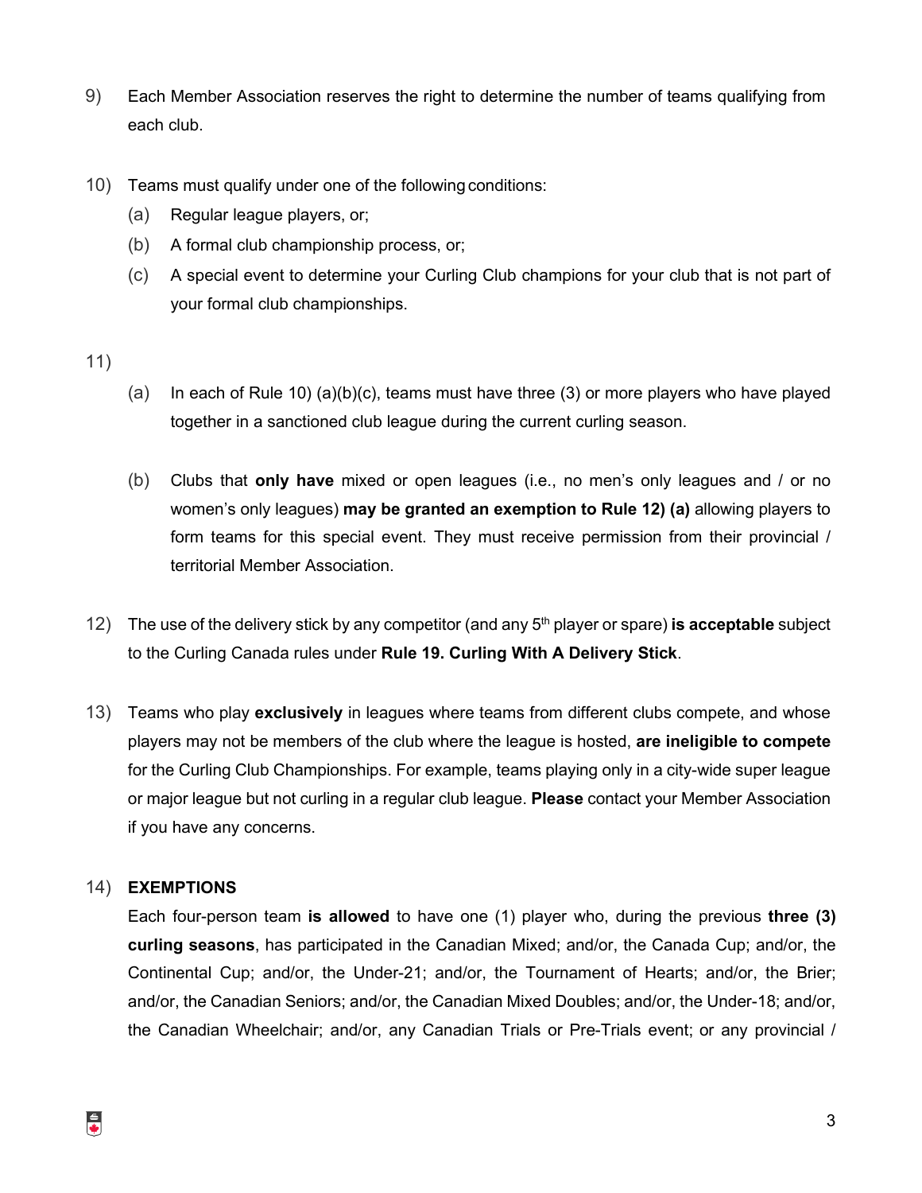9) Each Member Association reserves the right to determine the number of teams qualifying from each club.

10) Teams must qualify under one of the following conditions:
    (a) Regular league players, or;
    (b) A formal club championship process, or;
    (c) A special event to determine your Curling Club champions for your club that is not part of your formal club championships.

11)
    (a) In each of Rule 10) (a)(b)(c), teams must have three (3) or more players who have played together in a sanctioned club league during the current curling season.

    (b) Clubs that **only have** mixed or open leagues (i.e., no men's only leagues and / or no women's only leagues) **may be granted an exemption to Rule 12) (a)** allowing players to form teams for this special event. They must receive permission from their provincial / territorial Member Association.

12) The use of the delivery stick by any competitor (and any 5th player or spare) **is acceptable** subject to the Curling Canada rules under **Rule 19. Curling With A Delivery Stick**.

13) Teams who play **exclusively** in leagues where teams from different clubs compete, and whose players may not be members of the club where the league is hosted, **are ineligible to compete** for the Curling Club Championships. For example, teams playing only in a city-wide super league or major league but not curling in a regular club league. **Please** contact your Member Association if you have any concerns.

14) **EXEMPTIONS**

    Each four-person team **is allowed** to have one (1) player who, during the previous **three (3) curling seasons**, has participated in the Canadian Mixed; and/or, the Canada Cup; and/or, the Continental Cup; and/or, the Under-21; and/or, the Tournament of Hearts; and/or, the Brier; and/or, the Canadian Seniors; and/or, the Canadian Mixed Doubles; and/or, the Under-18; and/or, the Canadian Wheelchair; and/or, any Canadian Trials or Pre-Trials event; or any provincial /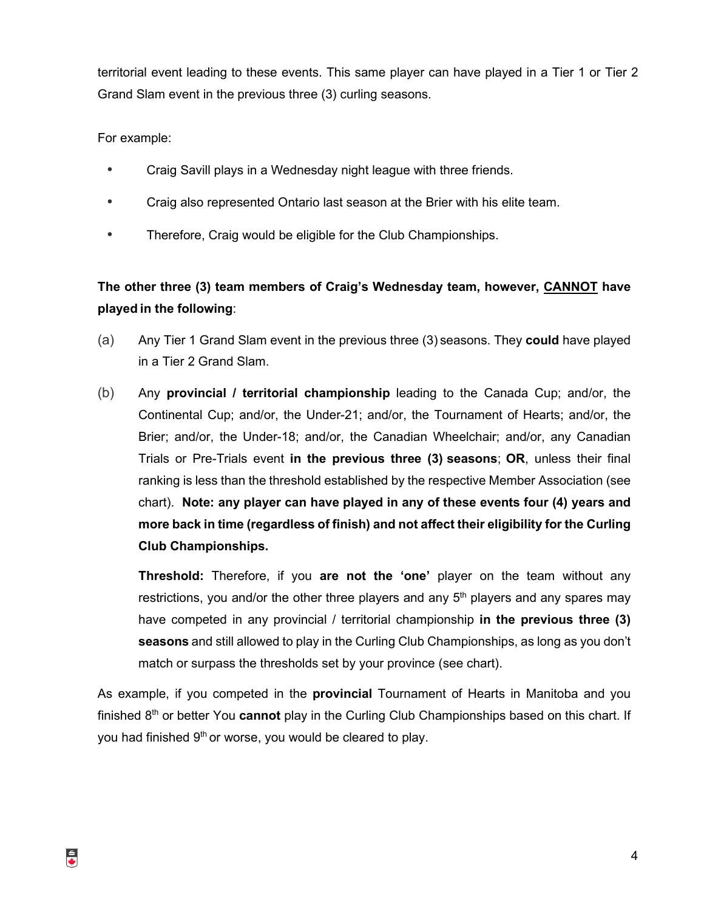territorial event leading to these events. This same player can have played in a Tier 1 or Tier 2 Grand Slam event in the previous three (3) curling seasons.

For example:

- Craig Savill plays in a Wednesday night league with three friends.
- Craig also represented Ontario last season at the Brier with his elite team.
- Therefore, Craig would be eligible for the Club Championships.

**The other three (3) team members of Craig's Wednesday team, however, <u>CANNOT</u> have played in the following**:

(a) Any Tier 1 Grand Slam event in the previous three (3) seasons. They **could** have played in a Tier 2 Grand Slam.

(b) Any **provincial / territorial championship** leading to the Canada Cup; and/or, the Continental Cup; and/or, the Under-21; and/or, the Tournament of Hearts; and/or, the Brier; and/or, the Under-18; and/or, the Canadian Wheelchair; and/or, any Canadian Trials or Pre-Trials event **in the previous three (3) seasons**; **OR**, unless their final ranking is less than the threshold established by the respective Member Association (see chart). **Note: any player can have played in any of these events four (4) years and more back in time (regardless of finish) and not affect their eligibility for the Curling Club Championships.**

**Threshold:** Therefore, if you **are not the 'one'** player on the team without any restrictions, you and/or the other three players and any 5th players and any spares may have competed in any provincial / territorial championship **in the previous three (3) seasons** and still allowed to play in the Curling Club Championships, as long as you don't match or surpass the thresholds set by your province (see chart).

As example, if you competed in the **provincial** Tournament of Hearts in Manitoba and you finished 8th or better You **cannot** play in the Curling Club Championships based on this chart. If you had finished 9th or worse, you would be cleared to play.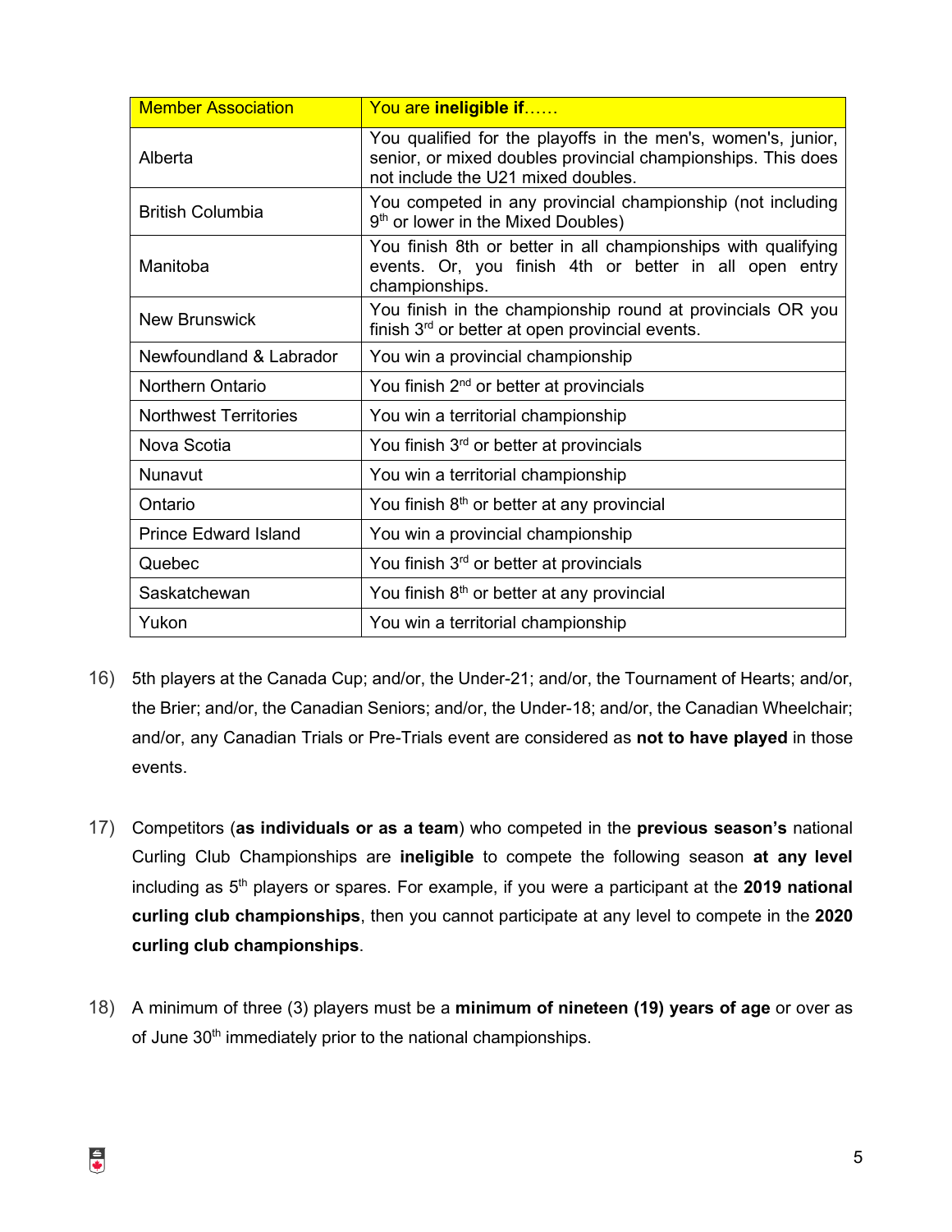| Member Association | You are **ineligible if**…… |
| --- | --- |
| Alberta | You qualified for the playoffs in the men's, women's, junior, senior, or mixed doubles provincial championships. This does not include the U21 mixed doubles. |
| British Columbia | You competed in any provincial championship (not including 9th or lower in the Mixed Doubles) |
| Manitoba | You finish 8th or better in all championships with qualifying events. Or, you finish 4th or better in all open entry championships. |
| New Brunswick | You finish in the championship round at provincials OR you finish 3rd or better at open provincial events. |
| Newfoundland & Labrador | You win a provincial championship |
| Northern Ontario | You finish 2nd or better at provincials |
| Northwest Territories | You win a territorial championship |
| Nova Scotia | You finish 3rd or better at provincials |
| Nunavut | You win a territorial championship |
| Ontario | You finish 8th or better at any provincial |
| Prince Edward Island | You win a provincial championship |
| Quebec | You finish 3rd or better at provincials |
| Saskatchewan | You finish 8th or better at any provincial |
| Yukon | You win a territorial championship |

16) 5th players at the Canada Cup; and/or, the Under-21; and/or, the Tournament of Hearts; and/or, the Brier; and/or, the Canadian Seniors; and/or, the Under-18; and/or, the Canadian Wheelchair; and/or, any Canadian Trials or Pre-Trials event are considered as **not to have played** in those events.

17) Competitors (**as individuals or as a team**) who competed in the **previous season's** national Curling Club Championships are **ineligible** to compete the following season **at any level** including as 5th players or spares. For example, if you were a participant at the **2019 national curling club championships**, then you cannot participate at any level to compete in the **2020 curling club championships**.

18) A minimum of three (3) players must be a **minimum of nineteen (19) years of age** or over as of June 30th immediately prior to the national championships.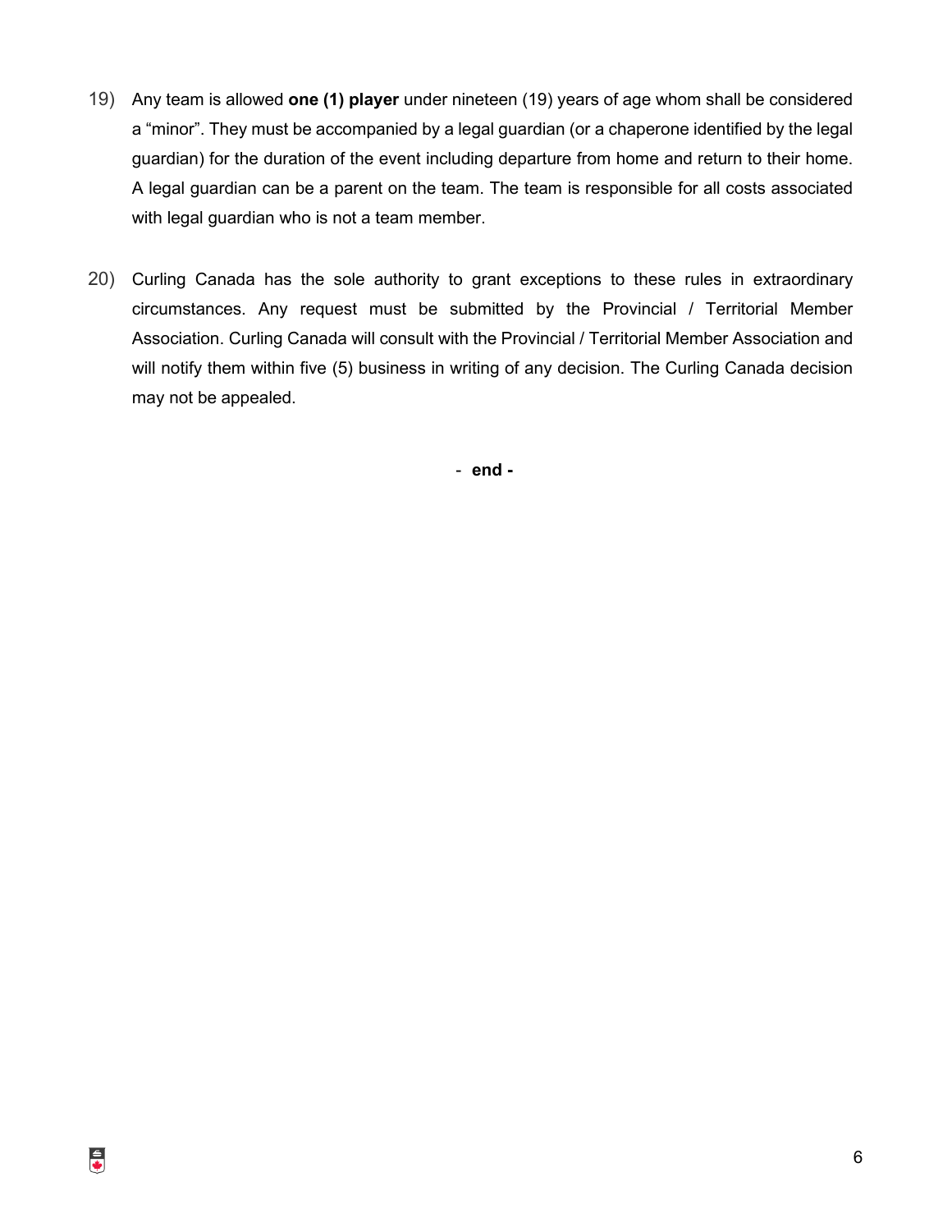19) Any team is allowed **one (1) player** under nineteen (19) years of age whom shall be considered a "minor". They must be accompanied by a legal guardian (or a chaperone identified by the legal guardian) for the duration of the event including departure from home and return to their home. A legal guardian can be a parent on the team. The team is responsible for all costs associated with legal guardian who is not a team member.

20) Curling Canada has the sole authority to grant exceptions to these rules in extraordinary circumstances. Any request must be submitted by the Provincial / Territorial Member Association. Curling Canada will consult with the Provincial / Territorial Member Association and will notify them within five (5) business in writing of any decision. The Curling Canada decision may not be appealed.

\- **end -**